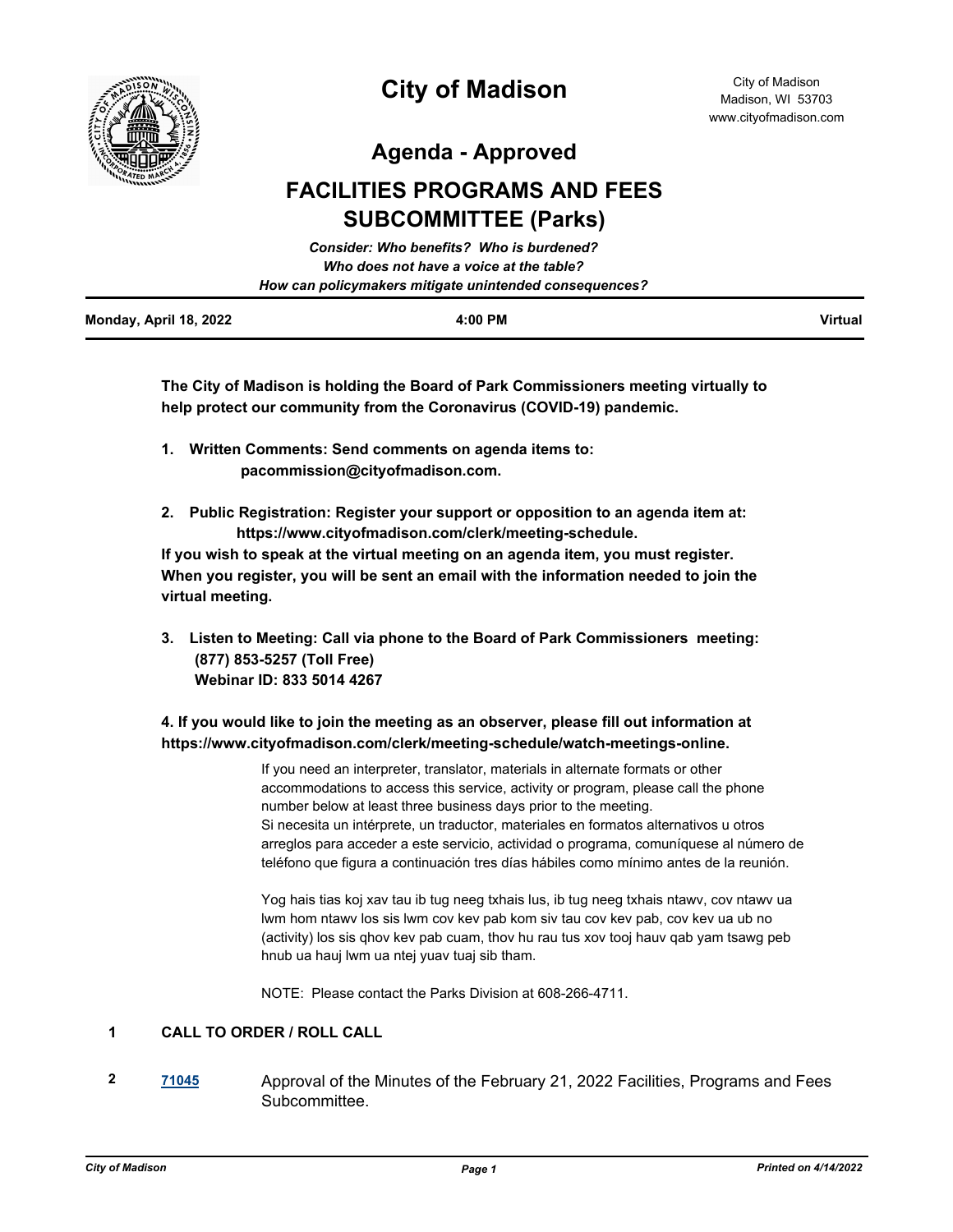# City of Madison

City of Madison
Madison, WI 53703
www.cityofmadison.com

## Agenda - Approved

## FACILITIES PROGRAMS AND FEES SUBCOMMITTEE (Parks)

*Consider: Who benefits? Who is burdened?*
*Who does not have a voice at the table?*
*How can policymakers mitigate unintended consequences?*

| Monday, April 18, 2022 | 4:00 PM | Virtual |
|---|---|---|

**The City of Madison is holding the Board of Park Commissioners meeting virtually to help protect our community from the Coronavirus (COVID-19) pandemic.**

1. **Written Comments: Send comments on agenda items to: pacommission@cityofmadison.com.**

2. **Public Registration: Register your support or opposition to an agenda item at: https://www.cityofmadison.com/clerk/meeting-schedule.**

**If you wish to speak at the virtual meeting on an agenda item, you must register. When you register, you will be sent an email with the information needed to join the virtual meeting.**

3. **Listen to Meeting: Call via phone to the Board of Park Commissioners meeting:**
   **(877) 853-5257 (Toll Free)**
   **Webinar ID: 833 5014 4267**

**4. If you would like to join the meeting as an observer, please fill out information at https://www.cityofmadison.com/clerk/meeting-schedule/watch-meetings-online.**

If you need an interpreter, translator, materials in alternate formats or other accommodations to access this service, activity or program, please call the phone number below at least three business days prior to the meeting.
Si necesita un intérprete, un traductor, materiales en formatos alternativos u otros arreglos para acceder a este servicio, actividad o programa, comuníquese al número de teléfono que figura a continuación tres días hábiles como mínimo antes de la reunión.

Yog hais tias koj xav tau ib tug neeg txhais lus, ib tug neeg txhais ntawv, cov ntawv ua lwm hom ntawv los sis lwm cov kev pab kom siv tau cov kev pab, cov kev ua ub no (activity) los sis qhov kev pab cuam, thov hu rau tus xov tooj hauv qab yam tsawg peb hnub ua hauj lwm ua ntej yuav tuaj sib tham.

NOTE: Please contact the Parks Division at 608-266-4711.

**1 CALL TO ORDER / ROLL CALL**

**2** [71045](#) Approval of the Minutes of the February 21, 2022 Facilities, Programs and Fees Subcommittee.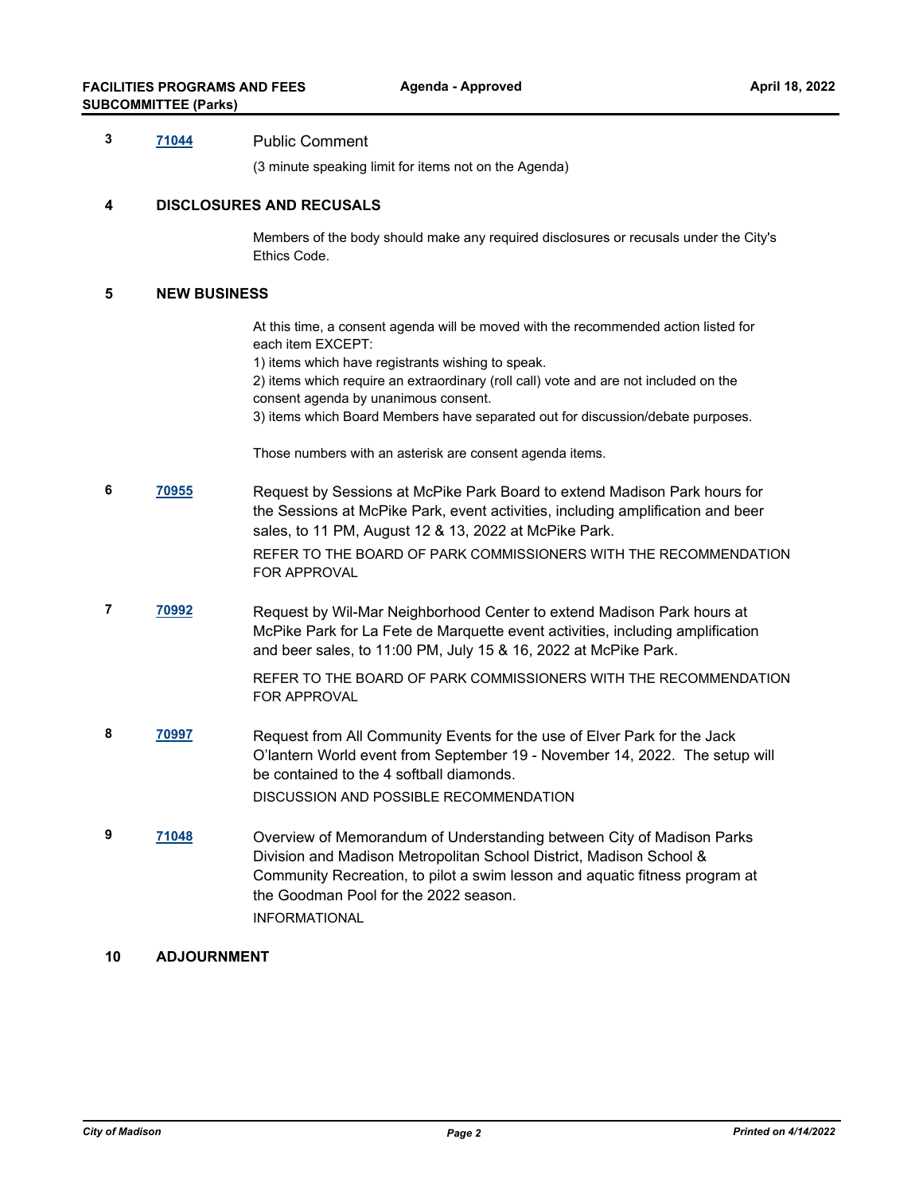**3** **71044** Public Comment

(3 minute speaking limit for items not on the Agenda)

## 4 DISCLOSURES AND RECUSALS

Members of the body should make any required disclosures or recusals under the City's Ethics Code.

## 5 NEW BUSINESS

At this time, a consent agenda will be moved with the recommended action listed for each item EXCEPT:

1) items which have registrants wishing to speak.
2) items which require an extraordinary (roll call) vote and are not included on the consent agenda by unanimous consent.
3) items which Board Members have separated out for discussion/debate purposes.

Those numbers with an asterisk are consent agenda items.

**6** **70955** Request by Sessions at McPike Park Board to extend Madison Park hours for the Sessions at McPike Park, event activities, including amplification and beer sales, to 11 PM, August 12 & 13, 2022 at McPike Park.

REFER TO THE BOARD OF PARK COMMISSIONERS WITH THE RECOMMENDATION FOR APPROVAL

**7** **70992** Request by Wil-Mar Neighborhood Center to extend Madison Park hours at McPike Park for La Fete de Marquette event activities, including amplification and beer sales, to 11:00 PM, July 15 & 16, 2022 at McPike Park.

REFER TO THE BOARD OF PARK COMMISSIONERS WITH THE RECOMMENDATION FOR APPROVAL

**8** **70997** Request from All Community Events for the use of Elver Park for the Jack O'lantern World event from September 19 - November 14, 2022. The setup will be contained to the 4 softball diamonds.

DISCUSSION AND POSSIBLE RECOMMENDATION

**9** **71048** Overview of Memorandum of Understanding between City of Madison Parks Division and Madison Metropolitan School District, Madison School & Community Recreation, to pilot a swim lesson and aquatic fitness program at the Goodman Pool for the 2022 season.

INFORMATIONAL

## 10 ADJOURNMENT